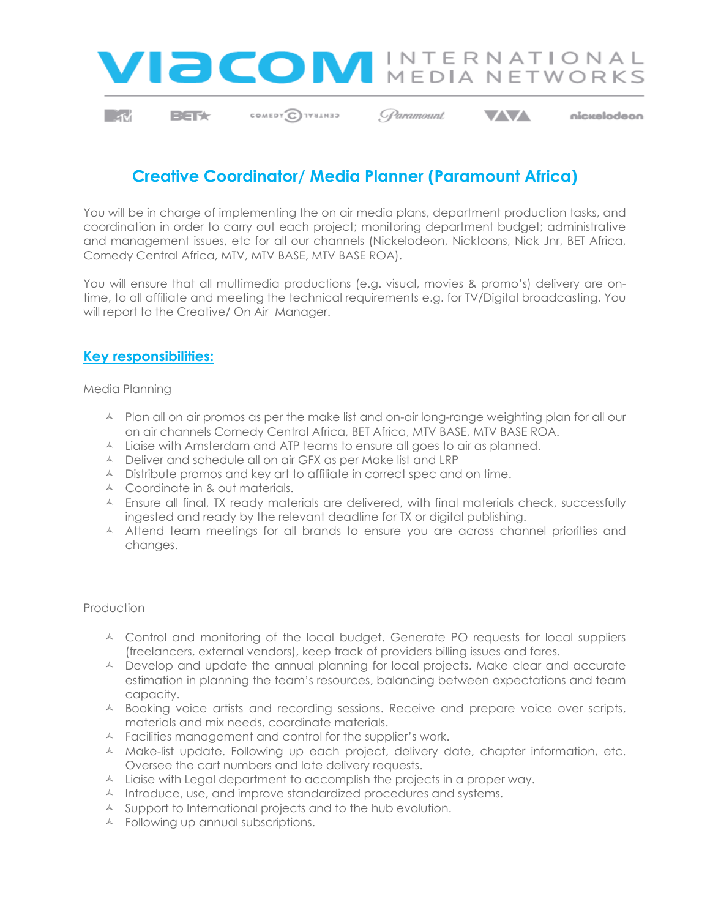# Creative Coordinator/ Media Planner (Paramount Africa)

You will be in charge of implementing the on air media plans, department production tasks, and coordination in order to carry out each project; monitoring department budget; administrative and management issues, etc for all our channels (Nickelodeon, Nicktoons, Nick Jnr, BET Africa, Comedy Central Africa, MTV, MTV BASE, MTV BASE ROA).

You will ensure that all multimedia productions (e.g. visual, movies & promo's) delivery are on-time, to all affiliate and meeting the technical requirements e.g. for TV/Digital broadcasting. You will report to the Creative/ On Air Manager.

## Key responsibilities:

Media Planning

- Plan all on air promos as per the make list and on-air long-range weighting plan for all our on air channels Comedy Central Africa, BET Africa, MTV BASE, MTV BASE ROA.
- Liaise with Amsterdam and ATP teams to ensure all goes to air as planned.
- Deliver and schedule all on air GFX as per Make list and LRP
- Distribute promos and key art to affiliate in correct spec and on time.
- Coordinate in & out materials.
- Ensure all final, TX ready materials are delivered, with final materials check, successfully ingested and ready by the relevant deadline for TX or digital publishing.
- Attend team meetings for all brands to ensure you are across channel priorities and changes.

Production

- Control and monitoring of the local budget. Generate PO requests for local suppliers (freelancers, external vendors), keep track of providers billing issues and fares.
- Develop and update the annual planning for local projects. Make clear and accurate estimation in planning the team's resources, balancing between expectations and team capacity.
- Booking voice artists and recording sessions. Receive and prepare voice over scripts, materials and mix needs, coordinate materials.
- Facilities management and control for the supplier's work.
- Make-list update. Following up each project, delivery date, chapter information, etc. Oversee the cart numbers and late delivery requests.
- Liaise with Legal department to accomplish the projects in a proper way.
- Introduce, use, and improve standardized procedures and systems.
- Support to International projects and to the hub evolution.
- Following up annual subscriptions.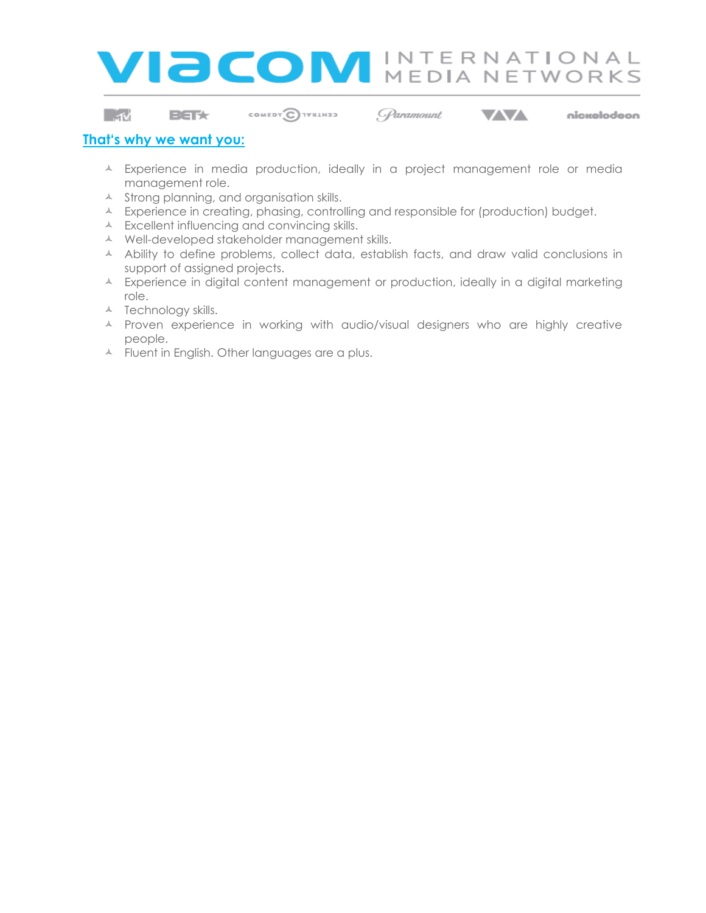## That's why we want you:

- Experience in media production, ideally in a project management role or media management role.
- Strong planning, and organisation skills.
- Experience in creating, phasing, controlling and responsible for (production) budget.
- Excellent influencing and convincing skills.
- Well-developed stakeholder management skills.
- Ability to define problems, collect data, establish facts, and draw valid conclusions in support of assigned projects.
- Experience in digital content management or production, ideally in a digital marketing role.
- Technology skills.
- Proven experience in working with audio/visual designers who are highly creative people.
- Fluent in English. Other languages are a plus.